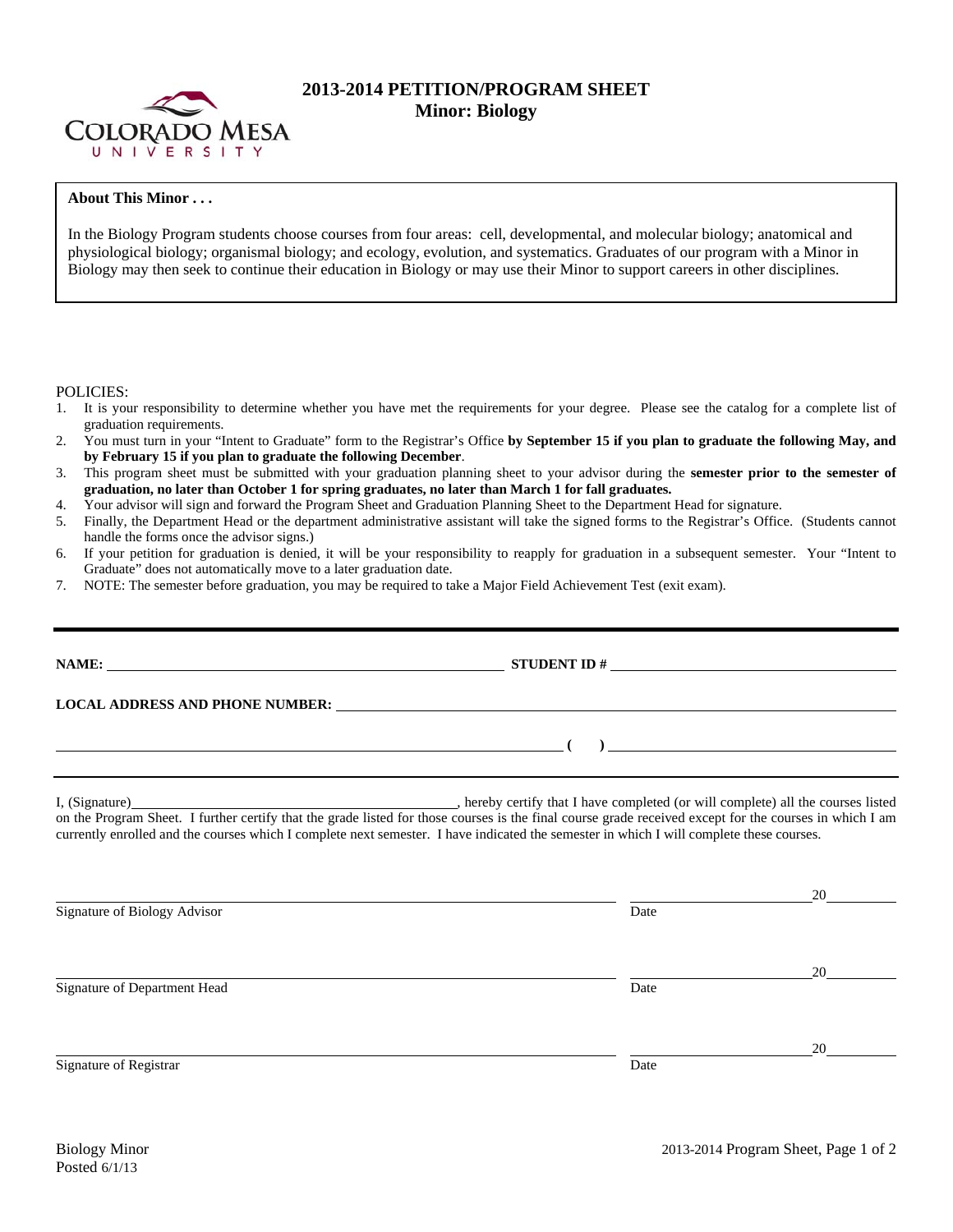# 2013-2014 PETITION/PROGRAM SHEET

## Minor: Biology

**About This Minor . . .**

In the Biology Program students choose courses from four areas: cell, developmental, and molecular biology; anatomical and physiological biology; organismal biology; and ecology, evolution, and systematics. Graduates of our program with a Minor in Biology may then seek to continue their education in Biology or may use their Minor to support careers in other disciplines.

POLICIES:

1. It is your responsibility to determine whether you have met the requirements for your degree. Please see the catalog for a complete list of graduation requirements.
2. You must turn in your "Intent to Graduate" form to the Registrar's Office **by September 15 if you plan to graduate the following May, and by February 15 if you plan to graduate the following December**.
3. This program sheet must be submitted with your graduation planning sheet to your advisor during the **semester prior to the semester of graduation, no later than October 1 for spring graduates, no later than March 1 for fall graduates.**
4. Your advisor will sign and forward the Program Sheet and Graduation Planning Sheet to the Department Head for signature.
5. Finally, the Department Head or the department administrative assistant will take the signed forms to the Registrar's Office. (Students cannot handle the forms once the advisor signs.)
6. If your petition for graduation is denied, it will be your responsibility to reapply for graduation in a subsequent semester. Your "Intent to Graduate" does not automatically move to a later graduation date.
7. NOTE: The semester before graduation, you may be required to take a Major Field Achievement Test (exit exam).

**NAME:** ______________________________ **STUDENT ID #** ______________________________

**LOCAL ADDRESS AND PHONE NUMBER:** ______________________________

______________________________ **( )** ______________________________

I, (Signature)______________________________, hereby certify that I have completed (or will complete) all the courses listed on the Program Sheet. I further certify that the grade listed for those courses is the final course grade received except for the courses in which I am currently enrolled and the courses which I complete next semester. I have indicated the semester in which I will complete these courses.

______________________________ ______________ 20______
Signature of Biology Advisor Date

______________________________ ______________ 20______
Signature of Department Head Date

______________________________ ______________ 20______
Signature of Registrar Date

Biology Minor
Posted 6/1/13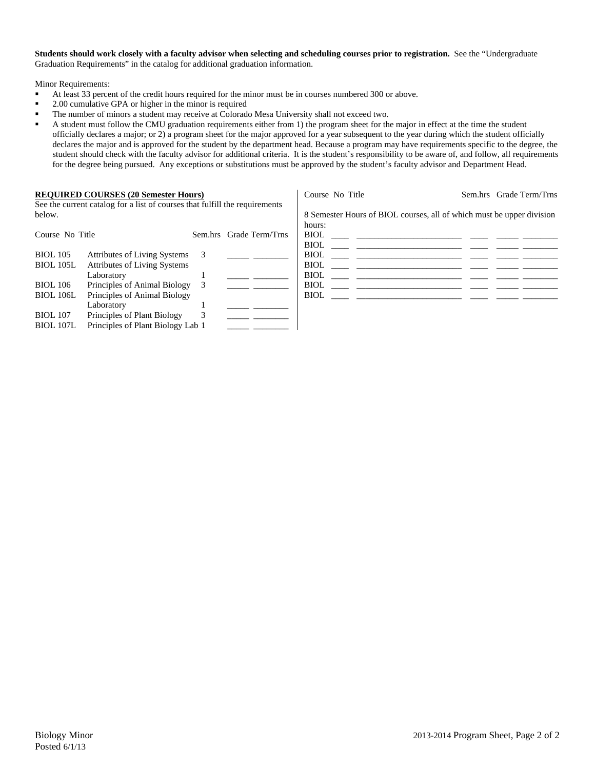**Students should work closely with a faculty advisor when selecting and scheduling courses prior to registration.** See the "Undergraduate Graduation Requirements" in the catalog for additional graduation information.

Minor Requirements:

- At least 33 percent of the credit hours required for the minor must be in courses numbered 300 or above.
- 2.00 cumulative GPA or higher in the minor is required
- The number of minors a student may receive at Colorado Mesa University shall not exceed two.
- A student must follow the CMU graduation requirements either from 1) the program sheet for the major in effect at the time the student officially declares a major; or 2) a program sheet for the major approved for a year subsequent to the year during which the student officially declares the major and is approved for the student by the department head. Because a program may have requirements specific to the degree, the student should check with the faculty advisor for additional criteria. It is the student's responsibility to be aware of, and follow, all requirements for the degree being pursued. Any exceptions or substitutions must be approved by the student's faculty advisor and Department Head.

**REQUIRED COURSES (20 Semester Hours)**

See the current catalog for a list of courses that fulfill the requirements below.

| Course | No | Title | Sem.hrs | Grade | Term/Trns |
|---|---|---|---|---|---|
| BIOL | 105 | Attributes of Living Systems | 3 | _____ | ________ |
| BIOL | 105L | Attributes of Living Systems Laboratory | 1 | _____ | ________ |
| BIOL | 106 | Principles of Animal Biology | 3 | _____ | ________ |
| BIOL | 106L | Principles of Animal Biology Laboratory | 1 | _____ | ________ |
| BIOL | 107 | Principles of Plant Biology | 3 | _____ | ________ |
| BIOL | 107L | Principles of Plant Biology Lab | 1 | _____ | ________ |

8 Semester Hours of BIOL courses, all of which must be upper division hours:

| Course | No | Title | Sem.hrs | Grade | Term/Trns |
|---|---|---|---|---|---|
| BIOL | ____ | ________________________ | ____ | _____ | ________ |
| BIOL | ____ | ________________________ | ____ | _____ | ________ |
| BIOL | ____ | ________________________ | ____ | _____ | ________ |
| BIOL | ____ | ________________________ | ____ | _____ | ________ |
| BIOL | ____ | ________________________ | ____ | _____ | ________ |
| BIOL | ____ | ________________________ | ____ | _____ | ________ |
| BIOL | ____ | ________________________ | ____ | _____ | ________ |